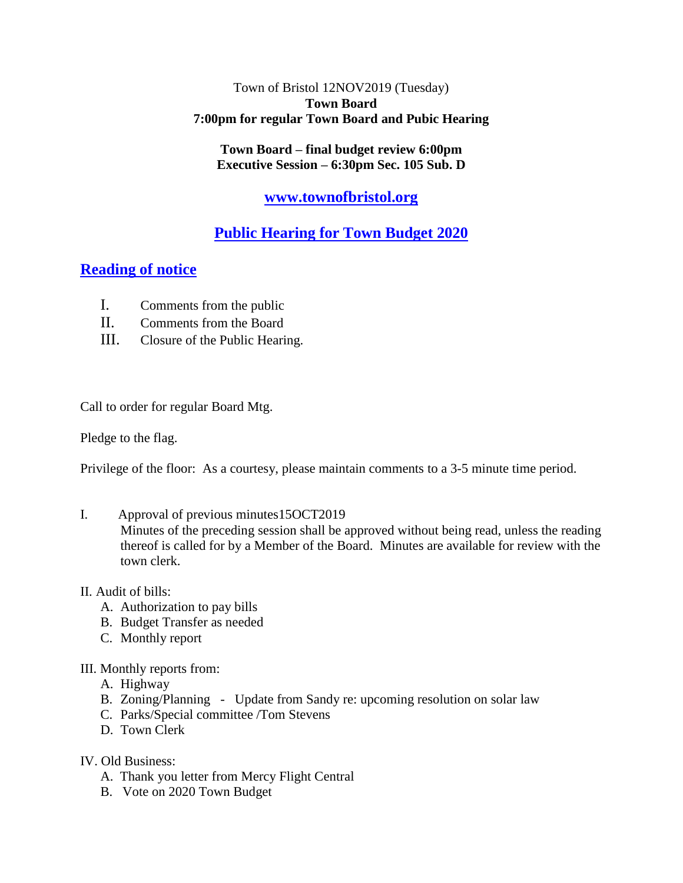Town of Bristol 12NOV2019 (Tuesday)

**Town Board**

**7:00pm for regular Town Board and Pubic Hearing**

**Town Board – final budget review 6:00pm**

**Executive Session – 6:30pm Sec. 105 Sub. D**

**www.townofbristol.org**

## Public Hearing for Town Budget 2020

## Reading of notice

I. Comments from the public
II. Comments from the Board
III. Closure of the Public Hearing.

Call to order for regular Board Mtg.

Pledge to the flag.

Privilege of the floor: As a courtesy, please maintain comments to a 3-5 minute time period.

I. Approval of previous minutes15OCT2019
   Minutes of the preceding session shall be approved without being read, unless the reading thereof is called for by a Member of the Board. Minutes are available for review with the town clerk.

II. Audit of bills:
   - A. Authorization to pay bills
   - B. Budget Transfer as needed
   - C. Monthly report

III. Monthly reports from:
   - A. Highway
   - B. Zoning/Planning - Update from Sandy re: upcoming resolution on solar law
   - C. Parks/Special committee /Tom Stevens
   - D. Town Clerk

IV. Old Business:
   - A. Thank you letter from Mercy Flight Central
   - B. Vote on 2020 Town Budget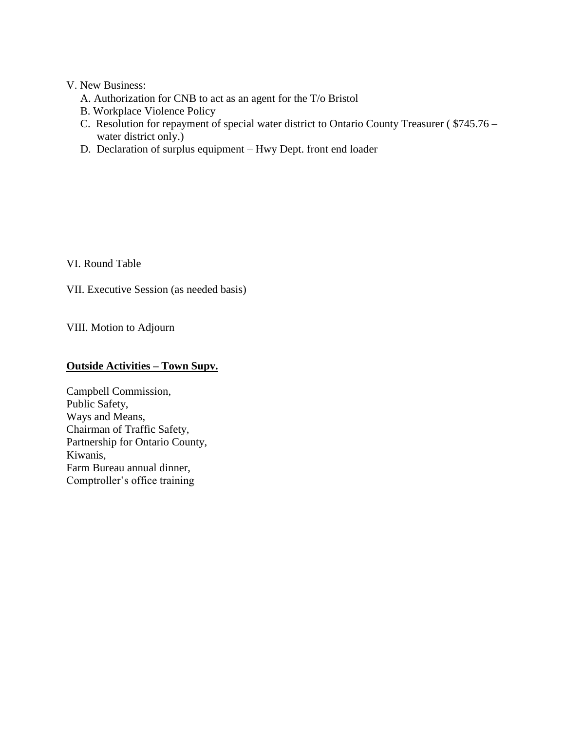V. New Business:

A. Authorization for CNB to act as an agent for the T/o Bristol
B. Workplace Violence Policy
C. Resolution for repayment of special water district to Ontario County Treasurer ( $745.76 – water district only.)
D. Declaration of surplus equipment – Hwy Dept. front end loader

VI. Round Table

VII. Executive Session (as needed basis)

VIII. Motion to Adjourn

**<u>Outside Activities – Town Supv.</u>**

Campbell Commission,
Public Safety,
Ways and Means,
Chairman of Traffic Safety,
Partnership for Ontario County,
Kiwanis,
Farm Bureau annual dinner,
Comptroller's office training